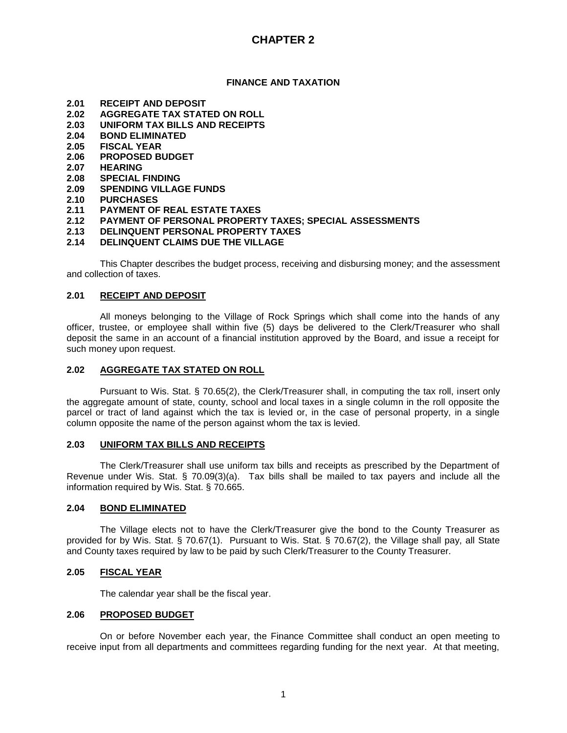# CHAPTER 2

## FINANCE AND TAXATION

**2.01 RECEIPT AND DEPOSIT**
**2.02 AGGREGATE TAX STATED ON ROLL**
**2.03 UNIFORM TAX BILLS AND RECEIPTS**
**2.04 BOND ELIMINATED**
**2.05 FISCAL YEAR**
**2.06 PROPOSED BUDGET**
**2.07 HEARING**
**2.08 SPECIAL FINDING**
**2.09 SPENDING VILLAGE FUNDS**
**2.10 PURCHASES**
**2.11 PAYMENT OF REAL ESTATE TAXES**
**2.12 PAYMENT OF PERSONAL PROPERTY TAXES; SPECIAL ASSESSMENTS**
**2.13 DELINQUENT PERSONAL PROPERTY TAXES**
**2.14 DELINQUENT CLAIMS DUE THE VILLAGE**

This Chapter describes the budget process, receiving and disbursing money; and the assessment and collection of taxes.

### 2.01 RECEIPT AND DEPOSIT

All moneys belonging to the Village of Rock Springs which shall come into the hands of any officer, trustee, or employee shall within five (5) days be delivered to the Clerk/Treasurer who shall deposit the same in an account of a financial institution approved by the Board, and issue a receipt for such money upon request.

### 2.02 AGGREGATE TAX STATED ON ROLL

Pursuant to Wis. Stat. § 70.65(2), the Clerk/Treasurer shall, in computing the tax roll, insert only the aggregate amount of state, county, school and local taxes in a single column in the roll opposite the parcel or tract of land against which the tax is levied or, in the case of personal property, in a single column opposite the name of the person against whom the tax is levied.

### 2.03 UNIFORM TAX BILLS AND RECEIPTS

The Clerk/Treasurer shall use uniform tax bills and receipts as prescribed by the Department of Revenue under Wis. Stat. § 70.09(3)(a). Tax bills shall be mailed to tax payers and include all the information required by Wis. Stat. § 70.665.

### 2.04 BOND ELIMINATED

The Village elects not to have the Clerk/Treasurer give the bond to the County Treasurer as provided for by Wis. Stat. § 70.67(1). Pursuant to Wis. Stat. § 70.67(2), the Village shall pay, all State and County taxes required by law to be paid by such Clerk/Treasurer to the County Treasurer.

### 2.05 FISCAL YEAR

The calendar year shall be the fiscal year.

### 2.06 PROPOSED BUDGET

On or before November each year, the Finance Committee shall conduct an open meeting to receive input from all departments and committees regarding funding for the next year. At that meeting,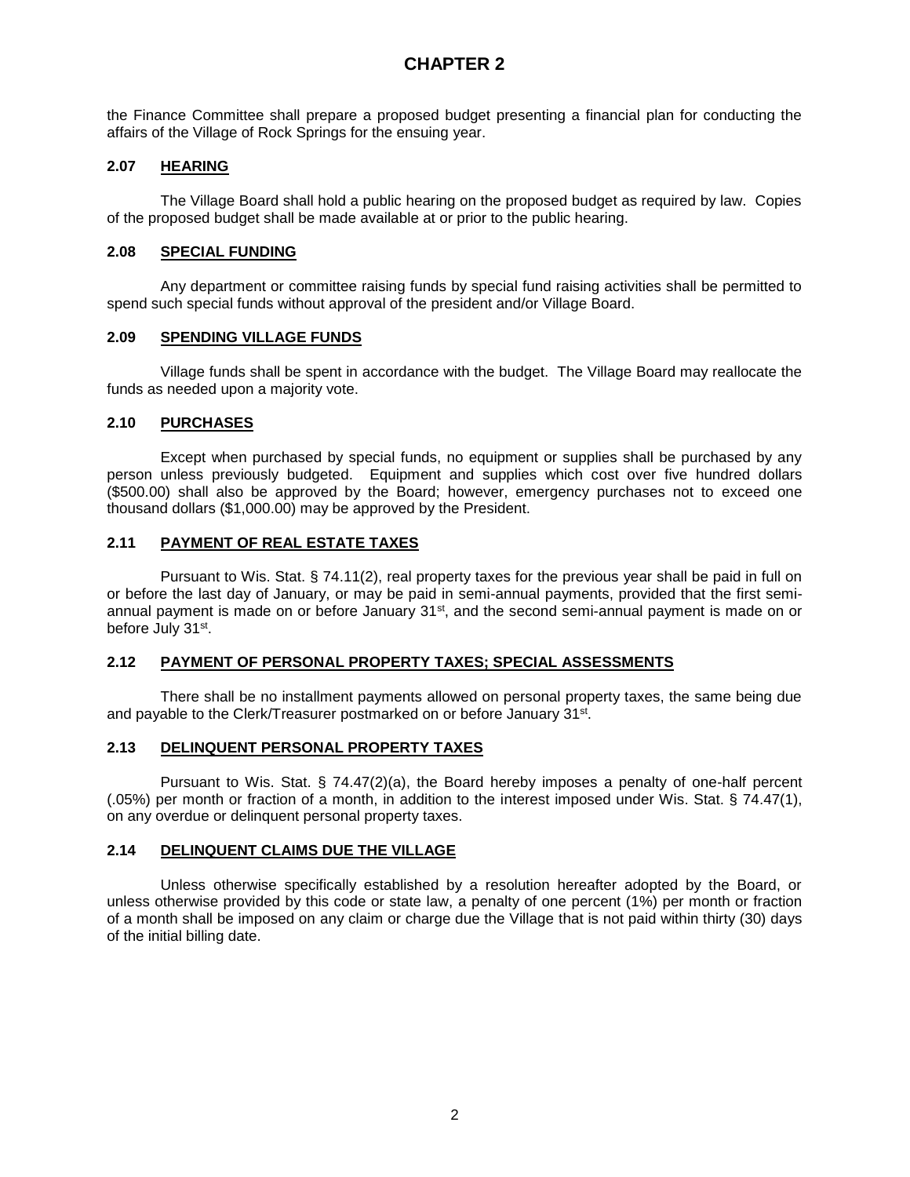# CHAPTER 2

the Finance Committee shall prepare a proposed budget presenting a financial plan for conducting the affairs of the Village of Rock Springs for the ensuing year.

### 2.07 HEARING

The Village Board shall hold a public hearing on the proposed budget as required by law. Copies of the proposed budget shall be made available at or prior to the public hearing.

### 2.08 SPECIAL FUNDING

Any department or committee raising funds by special fund raising activities shall be permitted to spend such special funds without approval of the president and/or Village Board.

### 2.09 SPENDING VILLAGE FUNDS

Village funds shall be spent in accordance with the budget. The Village Board may reallocate the funds as needed upon a majority vote.

### 2.10 PURCHASES

Except when purchased by special funds, no equipment or supplies shall be purchased by any person unless previously budgeted. Equipment and supplies which cost over five hundred dollars ($500.00) shall also be approved by the Board; however, emergency purchases not to exceed one thousand dollars ($1,000.00) may be approved by the President.

### 2.11 PAYMENT OF REAL ESTATE TAXES

Pursuant to Wis. Stat. § 74.11(2), real property taxes for the previous year shall be paid in full on or before the last day of January, or may be paid in semi-annual payments, provided that the first semi-annual payment is made on or before January 31st, and the second semi-annual payment is made on or before July 31st.

### 2.12 PAYMENT OF PERSONAL PROPERTY TAXES; SPECIAL ASSESSMENTS

There shall be no installment payments allowed on personal property taxes, the same being due and payable to the Clerk/Treasurer postmarked on or before January 31st.

### 2.13 DELINQUENT PERSONAL PROPERTY TAXES

Pursuant to Wis. Stat. § 74.47(2)(a), the Board hereby imposes a penalty of one-half percent (.05%) per month or fraction of a month, in addition to the interest imposed under Wis. Stat. § 74.47(1), on any overdue or delinquent personal property taxes.

### 2.14 DELINQUENT CLAIMS DUE THE VILLAGE

Unless otherwise specifically established by a resolution hereafter adopted by the Board, or unless otherwise provided by this code or state law, a penalty of one percent (1%) per month or fraction of a month shall be imposed on any claim or charge due the Village that is not paid within thirty (30) days of the initial billing date.